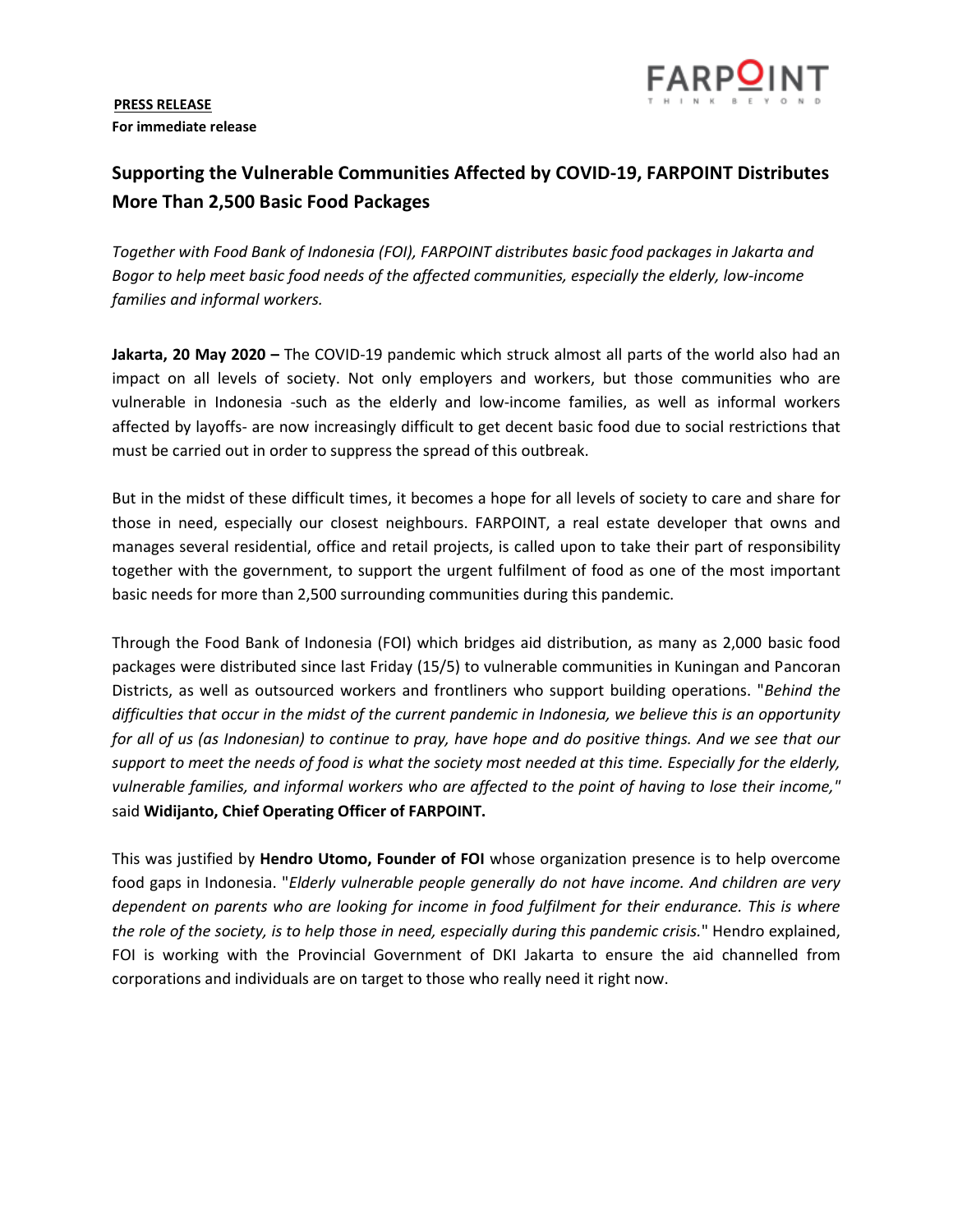**PRESS RELEASE**

**For immediate release**

# Supporting the Vulnerable Communities Affected by COVID-19, FARPOINT Distributes More Than 2,500 Basic Food Packages

*Together with Food Bank of Indonesia (FOI), FARPOINT distributes basic food packages in Jakarta and Bogor to help meet basic food needs of the affected communities, especially the elderly, low-income families and informal workers.*

**Jakarta, 20 May 2020 –** The COVID-19 pandemic which struck almost all parts of the world also had an impact on all levels of society. Not only employers and workers, but those communities who are vulnerable in Indonesia -such as the elderly and low-income families, as well as informal workers affected by layoffs- are now increasingly difficult to get decent basic food due to social restrictions that must be carried out in order to suppress the spread of this outbreak.

But in the midst of these difficult times, it becomes a hope for all levels of society to care and share for those in need, especially our closest neighbours. FARPOINT, a real estate developer that owns and manages several residential, office and retail projects, is called upon to take their part of responsibility together with the government, to support the urgent fulfilment of food as one of the most important basic needs for more than 2,500 surrounding communities during this pandemic.

Through the Food Bank of Indonesia (FOI) which bridges aid distribution, as many as 2,000 basic food packages were distributed since last Friday (15/5) to vulnerable communities in Kuningan and Pancoran Districts, as well as outsourced workers and frontliners who support building operations. "*Behind the difficulties that occur in the midst of the current pandemic in Indonesia, we believe this is an opportunity for all of us (as Indonesian) to continue to pray, have hope and do positive things. And we see that our support to meet the needs of food is what the society most needed at this time. Especially for the elderly, vulnerable families, and informal workers who are affected to the point of having to lose their income,"* said **Widijanto, Chief Operating Officer of FARPOINT.**

This was justified by **Hendro Utomo, Founder of FOI** whose organization presence is to help overcome food gaps in Indonesia. "*Elderly vulnerable people generally do not have income. And children are very dependent on parents who are looking for income in food fulfilment for their endurance. This is where the role of the society, is to help those in need, especially during this pandemic crisis.*" Hendro explained, FOI is working with the Provincial Government of DKI Jakarta to ensure the aid channelled from corporations and individuals are on target to those who really need it right now.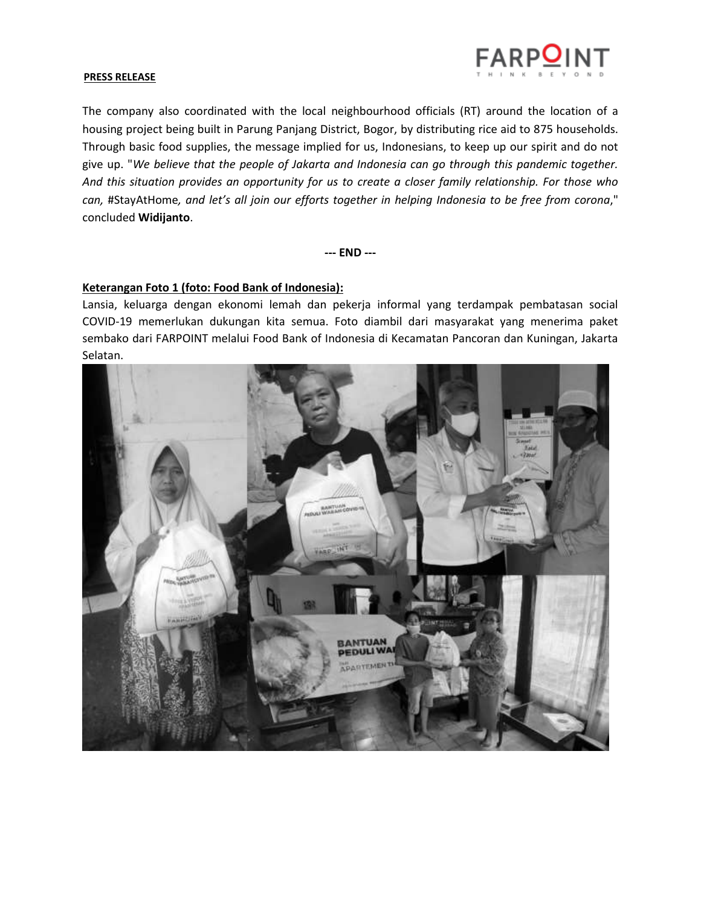**PRESS RELEASE**

The company also coordinated with the local neighbourhood officials (RT) around the location of a housing project being built in Parung Panjang District, Bogor, by distributing rice aid to 875 households. Through basic food supplies, the message implied for us, Indonesians, to keep up our spirit and do not give up. "*We believe that the people of Jakarta and Indonesia can go through this pandemic together. And this situation provides an opportunity for us to create a closer family relationship. For those who can,* #StayAtHome*, and let's all join our efforts together in helping Indonesia to be free from corona*," concluded **Widijanto**.

**--- END ---**

**Keterangan Foto 1 (foto: Food Bank of Indonesia):**

Lansia, keluarga dengan ekonomi lemah dan pekerja informal yang terdampak pembatasan social COVID-19 memerlukan dukungan kita semua. Foto diambil dari masyarakat yang menerima paket sembako dari FARPOINT melalui Food Bank of Indonesia di Kecamatan Pancoran dan Kuningan, Jakarta Selatan.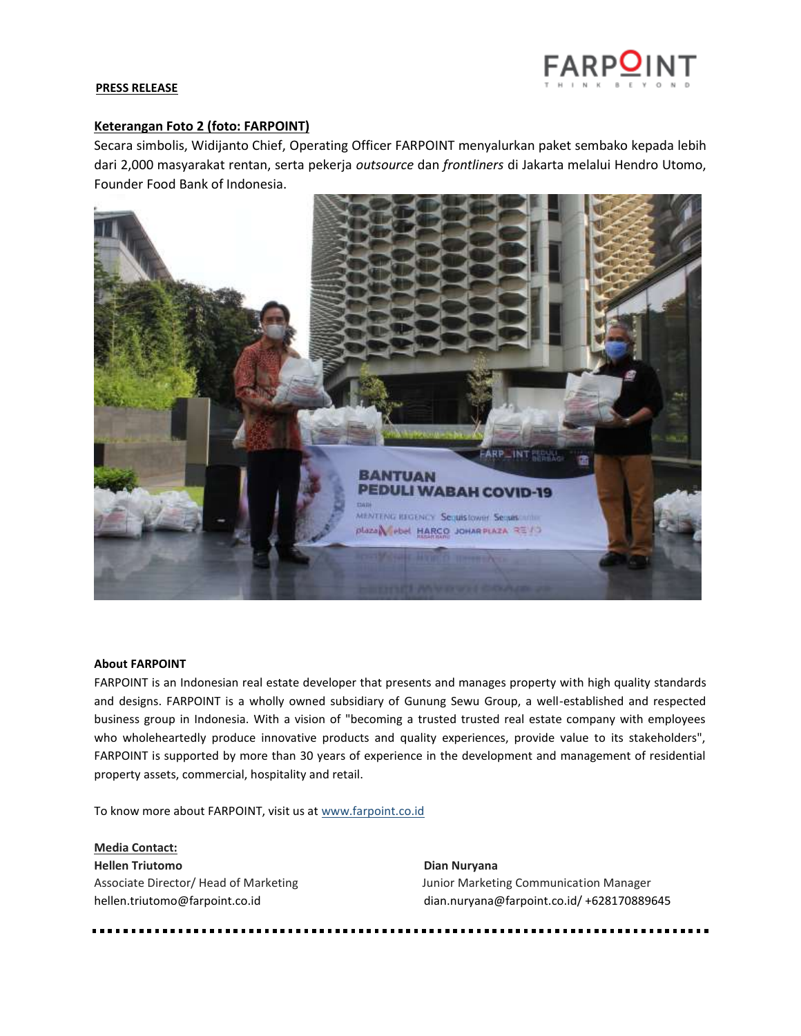**PRESS RELEASE**

**Keterangan Foto 2 (foto: FARPOINT)**

Secara simbolis, Widijanto Chief, Operating Officer FARPOINT menyalurkan paket sembako kepada lebih dari 2,000 masyarakat rentan, serta pekerja *outsource* dan *frontliners* di Jakarta melalui Hendro Utomo, Founder Food Bank of Indonesia.

**About FARPOINT**

FARPOINT is an Indonesian real estate developer that presents and manages property with high quality standards and designs. FARPOINT is a wholly owned subsidiary of Gunung Sewu Group, a well-established and respected business group in Indonesia. With a vision of "becoming a trusted trusted real estate company with employees who wholeheartedly produce innovative products and quality experiences, provide value to its stakeholders", FARPOINT is supported by more than 30 years of experience in the development and management of residential property assets, commercial, hospitality and retail.

To know more about FARPOINT, visit us at www.farpoint.co.id

**Media Contact:**

**Hellen Triutomo**
Associate Director/ Head of Marketing
hellen.triutomo@farpoint.co.id

**Dian Nuryana**
Junior Marketing Communication Manager
dian.nuryana@farpoint.co.id/ +628170889645